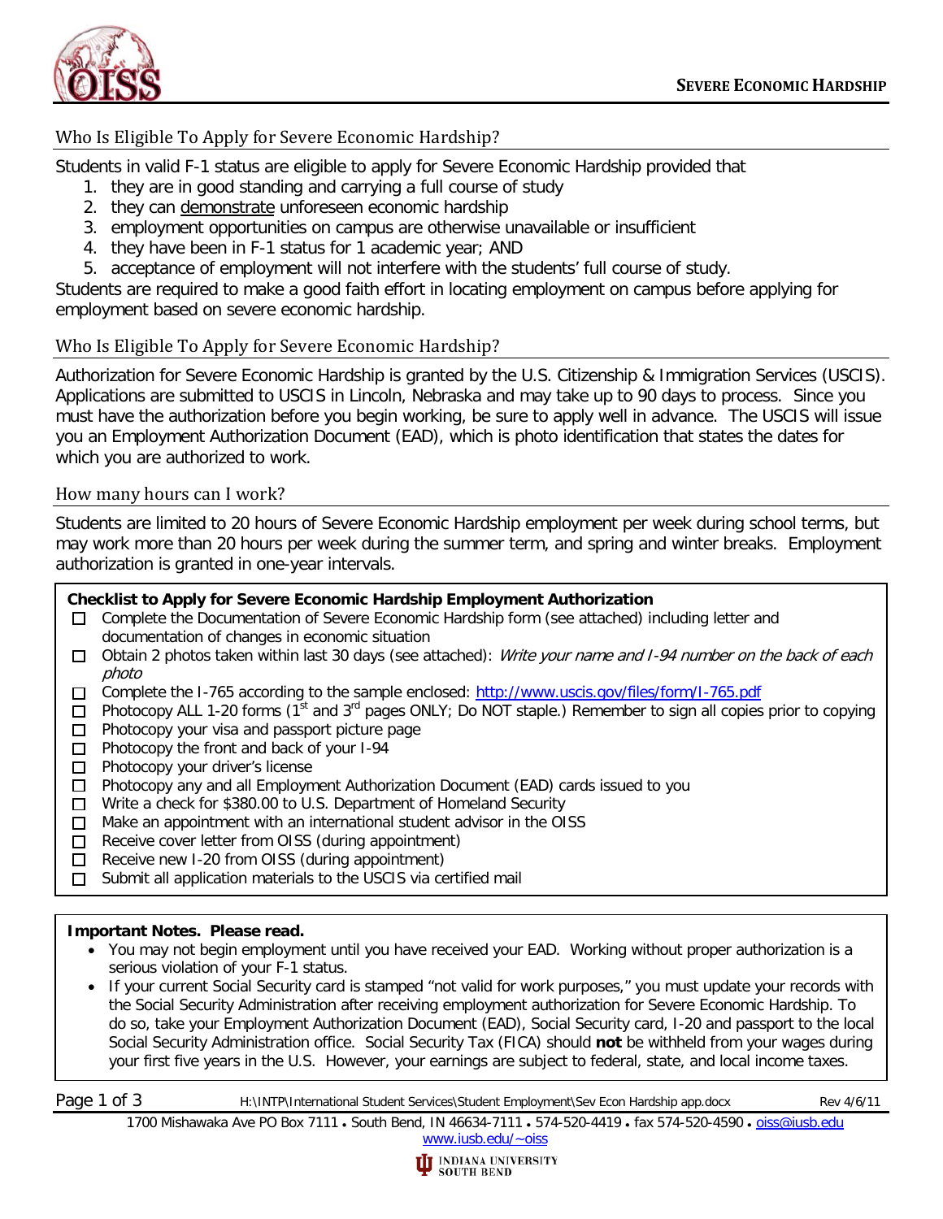# SEVERE ECONOMIC HARDSHIP

## Who Is Eligible To Apply for Severe Economic Hardship?

Students in valid F-1 status are eligible to apply for Severe Economic Hardship provided that

1. they are in good standing and carrying a full course of study
2. they can demonstrate unforeseen economic hardship
3. employment opportunities on campus are otherwise unavailable or insufficient
4. they have been in F-1 status for 1 academic year; AND
5. acceptance of employment will not interfere with the students' full course of study.

Students are required to make a good faith effort in locating employment on campus before applying for employment based on severe economic hardship.

## Who Is Eligible To Apply for Severe Economic Hardship?

Authorization for Severe Economic Hardship is granted by the U.S. Citizenship & Immigration Services (USCIS). Applications are submitted to USCIS in Lincoln, Nebraska and may take up to 90 days to process. Since you must have the authorization before you begin working, be sure to apply well in advance. The USCIS will issue you an Employment Authorization Document (EAD), which is photo identification that states the dates for which you are authorized to work.

## How many hours can I work?

Students are limited to 20 hours of Severe Economic Hardship employment per week during school terms, but may work more than 20 hours per week during the summer term, and spring and winter breaks. Employment authorization is granted in one-year intervals.

**Checklist to Apply for Severe Economic Hardship Employment Authorization**

- ☐ Complete the Documentation of Severe Economic Hardship form (see attached) including letter and documentation of changes in economic situation
- ☐ Obtain 2 photos taken within last 30 days (see attached): *Write your name and I-94 number on the back of each photo*
- ☐ Complete the I-765 according to the sample enclosed: http://www.uscis.gov/files/form/I-765.pdf
- ☐ Photocopy ALL 1-20 forms (1st and 3rd pages ONLY; Do NOT staple.) Remember to sign all copies prior to copying
- ☐ Photocopy your visa and passport picture page
- ☐ Photocopy the front and back of your I-94
- ☐ Photocopy your driver's license
- ☐ Photocopy any and all Employment Authorization Document (EAD) cards issued to you
- ☐ Write a check for $380.00 to U.S. Department of Homeland Security
- ☐ Make an appointment with an international student advisor in the OISS
- ☐ Receive cover letter from OISS (during appointment)
- ☐ Receive new I-20 from OISS (during appointment)
- ☐ Submit all application materials to the USCIS via certified mail

**Important Notes. Please read.**

- You may not begin employment until you have received your EAD. Working without proper authorization is a serious violation of your F-1 status.
- If your current Social Security card is stamped "not valid for work purposes," you must update your records with the Social Security Administration after receiving employment authorization for Severe Economic Hardship. To do so, take your Employment Authorization Document (EAD), Social Security card, I-20 and passport to the local Social Security Administration office. Social Security Tax (FICA) should **not** be withheld from your wages during your first five years in the U.S. However, your earnings are subject to federal, state, and local income taxes.

1700 Mishawaka Ave PO Box 7111 • South Bend, IN 46634-7111 • 574-520-4419 • fax 574-520-4590 • oiss@iusb.edu
www.iusb.edu/~oiss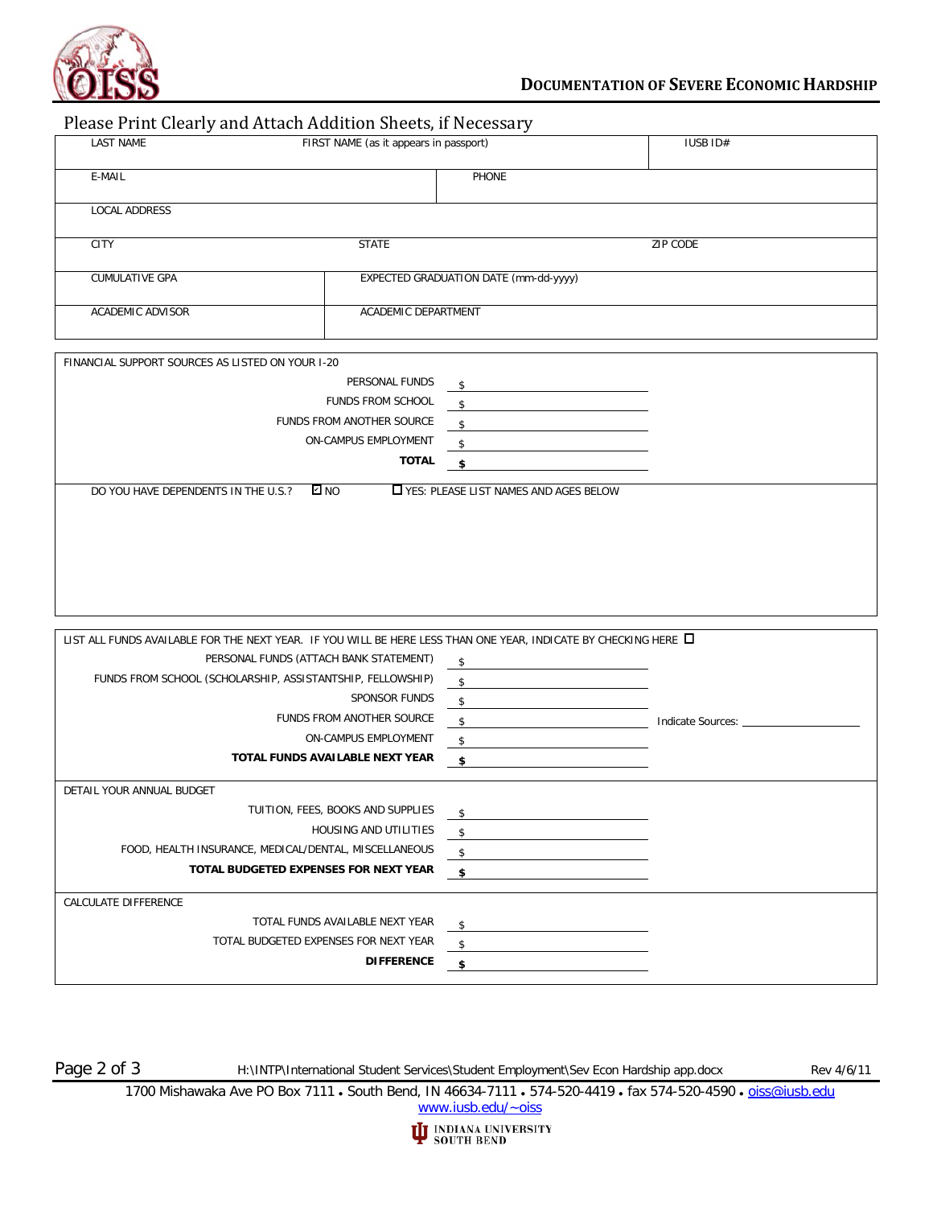## DOCUMENTATION OF SEVERE ECONOMIC HARDSHIP

Please Print Clearly and Attach Addition Sheets, if Necessary

| | | |
|---|---|---|
| LAST NAME | FIRST NAME (as it appears in passport) | IUSB ID# |
| E-MAIL | PHONE | |
| LOCAL ADDRESS | | |
| CITY | STATE | ZIP CODE |
| CUMULATIVE GPA | EXPECTED GRADUATION DATE (mm-dd-yyyy) | |
| ACADEMIC ADVISOR | ACADEMIC DEPARTMENT | |

FINANCIAL SUPPORT SOURCES AS LISTED ON YOUR I-20

| | |
|---|---|
| PERSONAL FUNDS | $ |
| FUNDS FROM SCHOOL | $ |
| FUNDS FROM ANOTHER SOURCE | $ |
| ON-CAMPUS EMPLOYMENT | $ |
| **TOTAL** | **$** |

DO YOU HAVE DEPENDENTS IN THE U.S.? ☑ NO ☐ YES: PLEASE LIST NAMES AND AGES BELOW

LIST ALL FUNDS AVAILABLE FOR THE NEXT YEAR. IF YOU WILL BE HERE LESS THAN ONE YEAR, INDICATE BY CHECKING HERE ☐

| | | |
|---|---|---|
| PERSONAL FUNDS (ATTACH BANK STATEMENT) | $ | |
| FUNDS FROM SCHOOL (SCHOLARSHIP, ASSISTANTSHIP, FELLOWSHIP) | $ | |
| SPONSOR FUNDS | $ | |
| FUNDS FROM ANOTHER SOURCE | $ | Indicate Sources: |
| ON-CAMPUS EMPLOYMENT | $ | |
| **TOTAL FUNDS AVAILABLE NEXT YEAR** | **$** | |

DETAIL YOUR ANNUAL BUDGET

| | |
|---|---|
| TUITION, FEES, BOOKS AND SUPPLIES | $ |
| HOUSING AND UTILITIES | $ |
| FOOD, HEALTH INSURANCE, MEDICAL/DENTAL, MISCELLANEOUS | $ |
| **TOTAL BUDGETED EXPENSES FOR NEXT YEAR** | **$** |

CALCULATE DIFFERENCE

| | |
|---|---|
| TOTAL FUNDS AVAILABLE NEXT YEAR | $ |
| TOTAL BUDGETED EXPENSES FOR NEXT YEAR | $ |
| **DIFFERENCE** | **$** |

H:\INTP\International Student Services\Student Employment\Sev Econ Hardship app.docx Rev 4/6/11

1700 Mishawaka Ave PO Box 7111 • South Bend, IN 46634-7111 • 574-520-4419 • fax 574-520-4590 • oiss@iusb.edu
www.iusb.edu/~oiss

INDIANA UNIVERSITY SOUTH BEND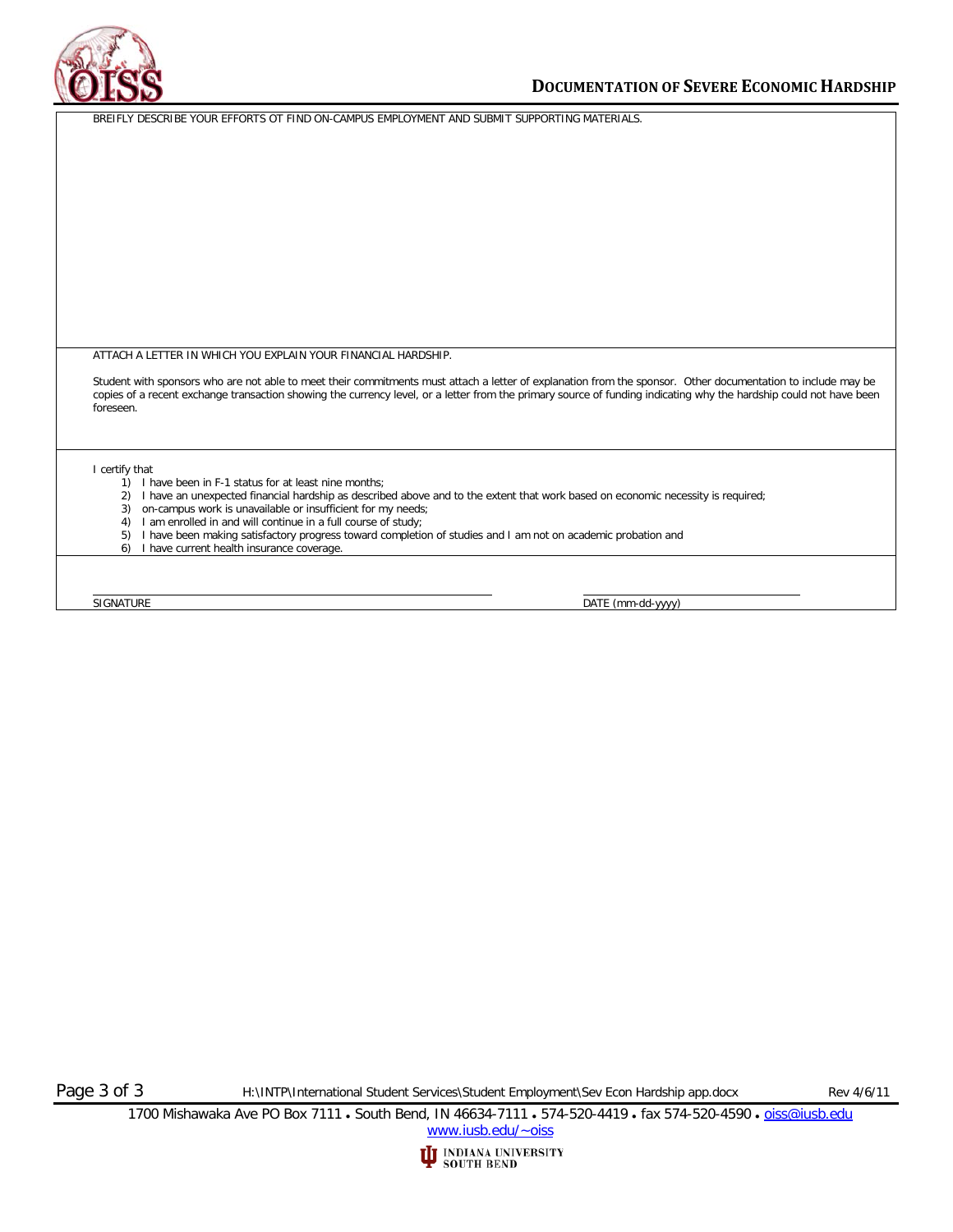## DOCUMENTATION OF SEVERE ECONOMIC HARDSHIP

BREIFLY DESCRIBE YOUR EFFORTS OT FIND ON-CAMPUS EMPLOYMENT AND SUBMIT SUPPORTING MATERIALS.

ATTACH A LETTER IN WHICH YOU EXPLAIN YOUR FINANCIAL HARDSHIP.

Student with sponsors who are not able to meet their commitments must attach a letter of explanation from the sponsor. Other documentation to include may be copies of a recent exchange transaction showing the currency level, or a letter from the primary source of funding indicating why the hardship could not have been foreseen.

I certify that

1) I have been in F-1 status for at least nine months;
2) I have an unexpected financial hardship as described above and to the extent that work based on economic necessity is required;
3) on-campus work is unavailable or insufficient for my needs;
4) I am enrolled in and will continue in a full course of study;
5) I have been making satisfactory progress toward completion of studies and I am not on academic probation and
6) I have current health insurance coverage.

SIGNATURE _______________________ DATE (mm-dd-yyyy) _______________

H:\INTP\International Student Services\Student Employment\Sev Econ Hardship app.docx Rev 4/6/11

1700 Mishawaka Ave PO Box 7111 • South Bend, IN 46634-7111 • 574-520-4419 • fax 574-520-4590 • oiss@iusb.edu
www.iusb.edu/~oiss

INDIANA UNIVERSITY SOUTH BEND